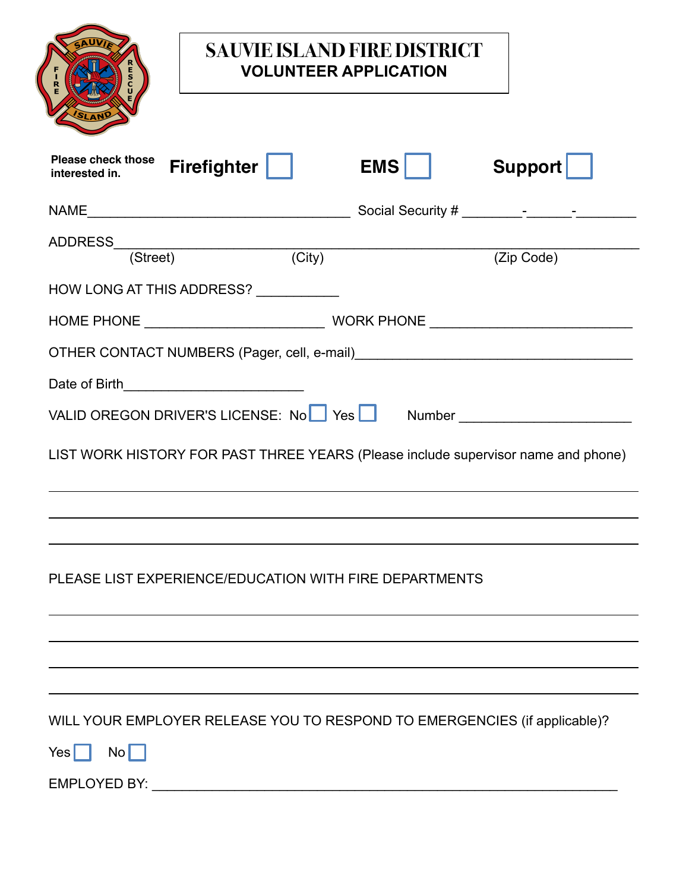# SAUVIE ISLAND FIRE DISTRICT

## VOLUNTEER APPLICATION

**Please check those interested in.** **Firefighter** ☐ **EMS** ☐ **Support** ☐

NAME___________________________________ Social Security # ________-______-________

ADDRESS_______________________________________________________________________
(Street) (City) (Zip Code)

HOW LONG AT THIS ADDRESS? ___________

HOME PHONE ________________________ WORK PHONE ___________________________

OTHER CONTACT NUMBERS (Pager, cell, e-mail)_____________________________________

Date of Birth________________________

VALID OREGON DRIVER'S LICENSE: No ☐ Yes ☐ Number ______________________

LIST WORK HISTORY FOR PAST THREE YEARS (Please include supervisor name and phone)

_______________________________________________________________________________

_______________________________________________________________________________

_______________________________________________________________________________

PLEASE LIST EXPERIENCE/EDUCATION WITH FIRE DEPARTMENTS

_______________________________________________________________________________

_______________________________________________________________________________

_______________________________________________________________________________

_______________________________________________________________________________

WILL YOUR EMPLOYER RELEASE YOU TO RESPOND TO EMERGENCIES (if applicable)?

Yes ☐ No ☐

EMPLOYED BY: ___________________________________________________________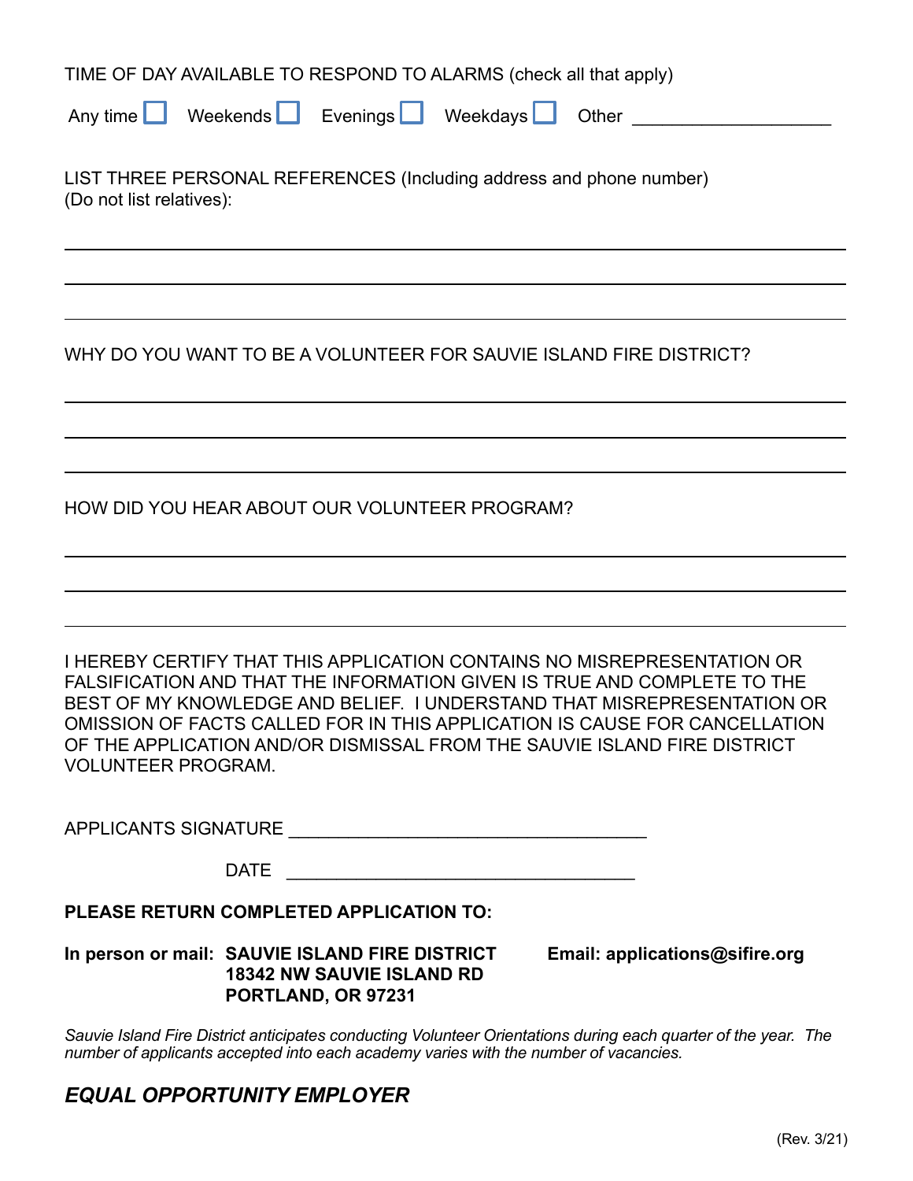TIME OF DAY AVAILABLE TO RESPOND TO ALARMS (check all that apply)

Any time ☐ Weekends ☐ Evenings ☐ Weekdays ☐ Other ____________________

LIST THREE PERSONAL REFERENCES (Including address and phone number)
(Do not list relatives):

___

___

___

WHY DO YOU WANT TO BE A VOLUNTEER FOR SAUVIE ISLAND FIRE DISTRICT?

___

___

___

HOW DID YOU HEAR ABOUT OUR VOLUNTEER PROGRAM?

___

___

___

I HEREBY CERTIFY THAT THIS APPLICATION CONTAINS NO MISREPRESENTATION OR FALSIFICATION AND THAT THE INFORMATION GIVEN IS TRUE AND COMPLETE TO THE BEST OF MY KNOWLEDGE AND BELIEF. I UNDERSTAND THAT MISREPRESENTATION OR OMISSION OF FACTS CALLED FOR IN THIS APPLICATION IS CAUSE FOR CANCELLATION OF THE APPLICATION AND/OR DISMISSAL FROM THE SAUVIE ISLAND FIRE DISTRICT VOLUNTEER PROGRAM.

APPLICANTS SIGNATURE ____________________________________

DATE ____________________________________

**PLEASE RETURN COMPLETED APPLICATION TO:**

**In person or mail: SAUVIE ISLAND FIRE DISTRICT**
**18342 NW SAUVIE ISLAND RD**
**PORTLAND, OR 97231**

**Email: applications@sifire.org**

*Sauvie Island Fire District anticipates conducting Volunteer Orientations during each quarter of the year. The number of applicants accepted into each academy varies with the number of vacancies.*

## *EQUAL OPPORTUNITY EMPLOYER*

(Rev. 3/21)